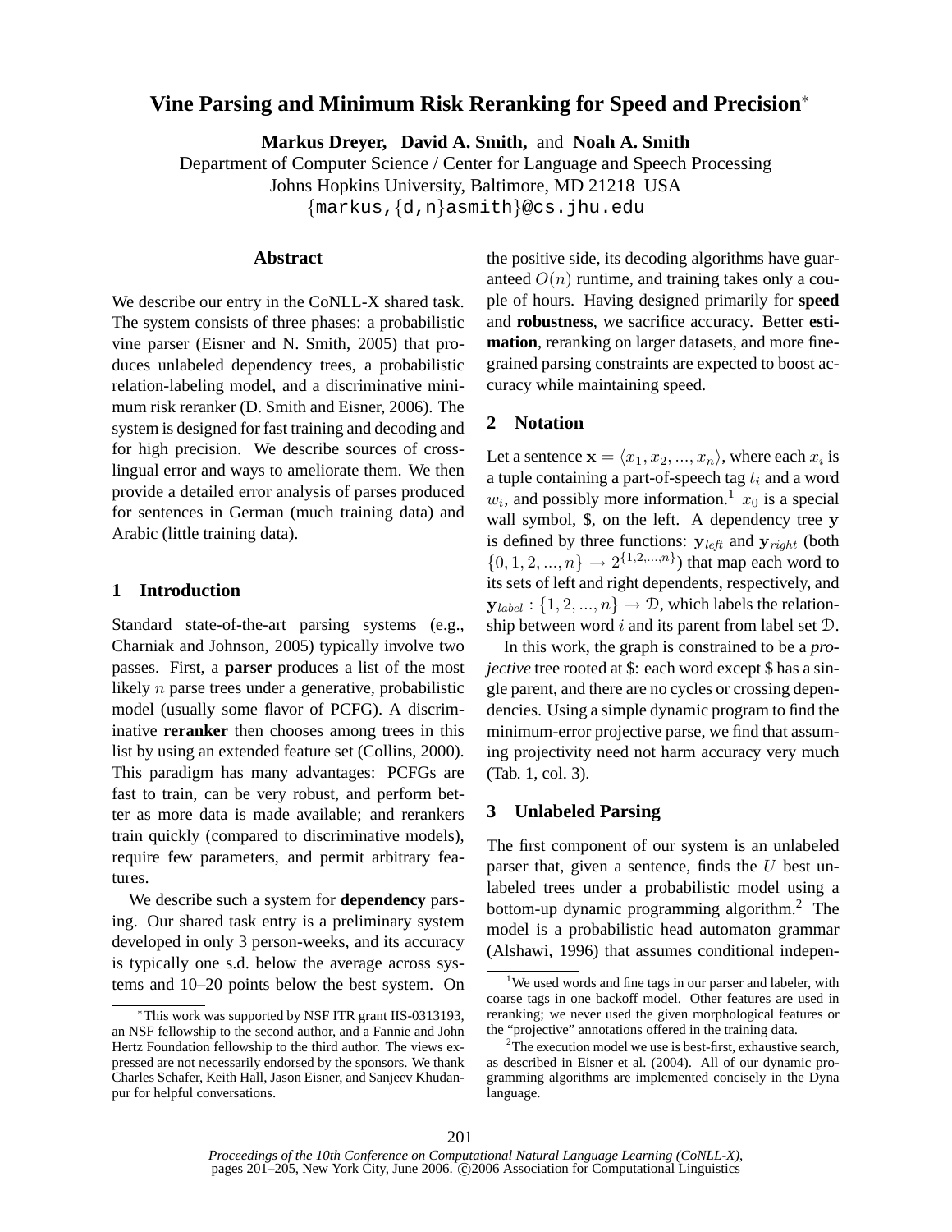# Vine Parsing and Minimum Risk Reranking for Speed and Precision*

**Markus Dreyer, David A. Smith,** and **Noah A. Smith**
Department of Computer Science / Center for Language and Speech Processing
Johns Hopkins University, Baltimore, MD 21218 USA
{markus,{d,n}asmith}@cs.jhu.edu

## Abstract

We describe our entry in the CoNLL-X shared task. The system consists of three phases: a probabilistic vine parser (Eisner and N. Smith, 2005) that produces unlabeled dependency trees, a probabilistic relation-labeling model, and a discriminative minimum risk reranker (D. Smith and Eisner, 2006). The system is designed for fast training and decoding and for high precision. We describe sources of cross-lingual error and ways to ameliorate them. We then provide a detailed error analysis of parses produced for sentences in German (much training data) and Arabic (little training data).

## 1 Introduction

Standard state-of-the-art parsing systems (e.g., Charniak and Johnson, 2005) typically involve two passes. First, a **parser** produces a list of the most likely $n$ parse trees under a generative, probabilistic model (usually some flavor of PCFG). A discriminative **reranker** then chooses among trees in this list by using an extended feature set (Collins, 2000). This paradigm has many advantages: PCFGs are fast to train, can be very robust, and perform better as more data is made available; and rerankers train quickly (compared to discriminative models), require few parameters, and permit arbitrary features.

We describe such a system for **dependency** parsing. Our shared task entry is a preliminary system developed in only 3 person-weeks, and its accuracy is typically one s.d. below the average across systems and 10–20 points below the best system. On the positive side, its decoding algorithms have guaranteed $O(n)$ runtime, and training takes only a couple of hours. Having designed primarily for **speed** and **robustness**, we sacrifice accuracy. Better **estimation**, reranking on larger datasets, and more fine-grained parsing constraints are expected to boost accuracy while maintaining speed.

## 2 Notation

Let a sentence $\mathbf{x} = \langle x_1, x_2, ..., x_n \rangle$, where each $x_i$ is a tuple containing a part-of-speech tag $t_i$ and a word $w_i$, and possibly more information.[1] $x_0$ is a special wall symbol, \$, on the left. A dependency tree $\mathbf{y}$ is defined by three functions: $\mathbf{y}_{left}$ and $\mathbf{y}_{right}$ (both $\{0, 1, 2, ..., n\} \to 2^{\{1,2,...,n\}}$) that map each word to its sets of left and right dependents, respectively, and $\mathbf{y}_{label} : \{1, 2, ..., n\} \to \mathcal{D}$, which labels the relationship between word $i$ and its parent from label set $\mathcal{D}$.

In this work, the graph is constrained to be a *projective* tree rooted at \$: each word except \$ has a single parent, and there are no cycles or crossing dependencies. Using a simple dynamic program to find the minimum-error projective parse, we find that assuming projectivity need not harm accuracy very much (Tab. 1, col. 3).

## 3 Unlabeled Parsing

The first component of our system is an unlabeled parser that, given a sentence, finds the $U$ best unlabeled trees under a probabilistic model using a bottom-up dynamic programming algorithm.[2] The model is a probabilistic head automaton grammar (Alshawi, 1996) that assumes conditional indepen-

---

*This work was supported by NSF ITR grant IIS-0313193, an NSF fellowship to the second author, and a Fannie and John Hertz Foundation fellowship to the third author. The views expressed are not necessarily endorsed by the sponsors. We thank Charles Schafer, Keith Hall, Jason Eisner, and Sanjeev Khudanpur for helpful conversations.

[1] We used words and fine tags in our parser and labeler, with coarse tags in one backoff model. Other features are used in reranking; we never used the given morphological features or the "projective" annotations offered in the training data.

[2] The execution model we use is best-first, exhaustive search, as described in Eisner et al. (2004). All of our dynamic programming algorithms are implemented concisely in the Dyna language.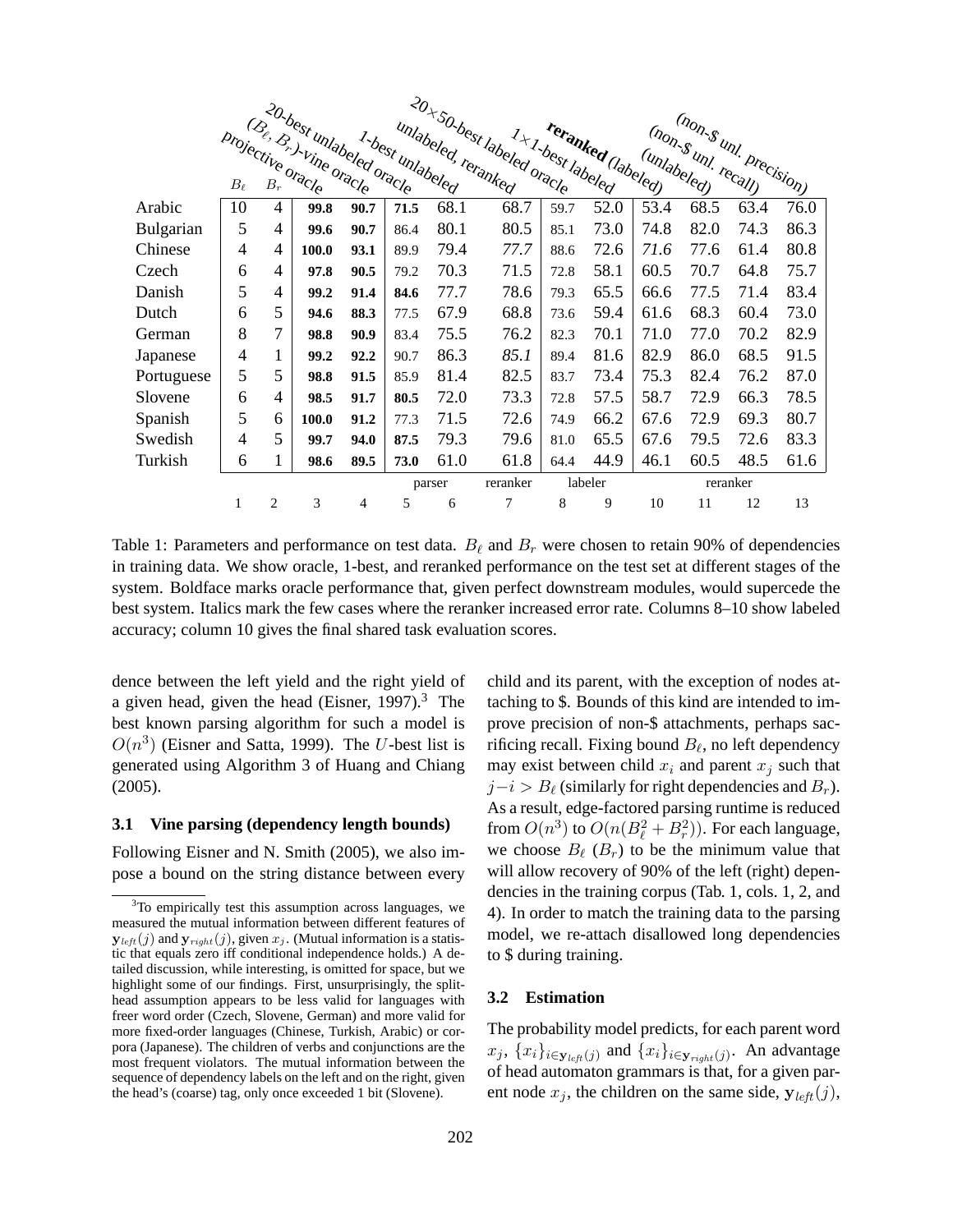| | $B_\ell$ | $B_r$ | projective oracle | $(B_\ell, B_r)$-vine oracle | 20-best unlabeled oracle | 1-best unlabeled | unlabeled, reranked | 20×50-best labeled oracle | 1×1-best labeled | **reranked** (labeled) | (unlabeled) | (non-$ unl. recall) | (non-$ unl. precision) |
|---|---|---|---|---|---|---|---|---|---|---|---|---|---|
| Arabic | 10 | 4 | **99.8** | **90.7** | **71.5** | 68.1 | 68.7 | 59.7 | 52.0 | 53.4 | 68.5 | 63.4 | 76.0 |
| Bulgarian | 5 | 4 | **99.6** | **90.7** | 86.4 | 80.1 | 80.5 | 85.1 | 73.0 | 74.8 | 82.0 | 74.3 | 86.3 |
| Chinese | 4 | 4 | **100.0** | **93.1** | 89.9 | 79.4 | *77.7* | 88.6 | 72.6 | *71.6* | 77.6 | 61.4 | 80.8 |
| Czech | 6 | 4 | **97.8** | **90.5** | 79.2 | 70.3 | 71.5 | 72.8 | 58.1 | 60.5 | 70.7 | 64.8 | 75.7 |
| Danish | 5 | 4 | **99.2** | **91.4** | **84.6** | 77.7 | 78.6 | 79.3 | 65.5 | 66.6 | 77.5 | 71.4 | 83.4 |
| Dutch | 6 | 5 | **94.6** | **88.3** | 77.5 | 67.9 | 68.8 | 73.6 | 59.4 | 61.6 | 68.3 | 60.4 | 73.0 |
| German | 8 | 7 | **98.8** | **90.9** | 83.4 | 75.5 | 76.2 | 82.3 | 70.1 | 71.0 | 77.0 | 70.2 | 82.9 |
| Japanese | 4 | 1 | **99.2** | **92.2** | 90.7 | 86.3 | *85.1* | 89.4 | 81.6 | 82.9 | 86.0 | 68.5 | 91.5 |
| Portuguese | 5 | 5 | **98.8** | **91.5** | 85.9 | 81.4 | 82.5 | 83.7 | 73.4 | 75.3 | 82.4 | 76.2 | 87.0 |
| Slovene | 6 | 4 | **98.5** | **91.7** | **80.5** | 72.0 | 73.3 | 72.8 | 57.5 | 58.7 | 72.9 | 66.3 | 78.5 |
| Spanish | 5 | 6 | **100.0** | **91.2** | 77.3 | 71.5 | 72.6 | 74.9 | 66.2 | 67.6 | 72.9 | 69.3 | 80.7 |
| Swedish | 4 | 5 | **99.7** | **94.0** | **87.5** | 79.3 | 79.6 | 81.0 | 65.5 | 67.6 | 79.5 | 72.6 | 83.3 |
| Turkish | 6 | 1 | **98.6** | **89.5** | **73.0** | 61.0 | 61.8 | 64.4 | 44.9 | 46.1 | 60.5 | 48.5 | 61.6 |
| | | | | | parser | | reranker | labeler | | reranker | | | |
| | 1 | 2 | 3 | 4 | 5 | 6 | 7 | 8 | 9 | 10 | 11 | 12 | 13 |

Table 1: Parameters and performance on test data. $B_\ell$ and $B_r$ were chosen to retain 90% of dependencies in training data. We show oracle, 1-best, and reranked performance on the test set at different stages of the system. Boldface marks oracle performance that, given perfect downstream modules, would supercede the best system. Italics mark the few cases where the reranker increased error rate. Columns 8–10 show labeled accuracy; column 10 gives the final shared task evaluation scores.

dence between the left yield and the right yield of a given head, given the head (Eisner, 1997).[3] The best known parsing algorithm for such a model is $O(n^3)$ (Eisner and Satta, 1999). The $U$-best list is generated using Algorithm 3 of Huang and Chiang (2005).

### 3.1 Vine parsing (dependency length bounds)

Following Eisner and N. Smith (2005), we also impose a bound on the string distance between every child and its parent, with the exception of nodes attaching to $. Bounds of this kind are intended to improve precision of non-$ attachments, perhaps sacrificing recall. Fixing bound $B_\ell$, no left dependency may exist between child $x_i$ and parent $x_j$ such that $j-i > B_\ell$ (similarly for right dependencies and $B_r$). As a result, edge-factored parsing runtime is reduced from $O(n^3)$ to $O(n(B_\ell^2 + B_r^2))$. For each language, we choose $B_\ell$ ($B_r$) to be the minimum value that will allow recovery of 90% of the left (right) dependencies in the training corpus (Tab. 1, cols. 1, 2, and 4). In order to match the training data to the parsing model, we re-attach disallowed long dependencies to $ during training.

### 3.2 Estimation

The probability model predicts, for each parent word $x_j$, $\{x_i\}_{i \in \mathbf{y}_{left}(j)}$ and $\{x_i\}_{i \in \mathbf{y}_{right}(j)}$. An advantage of head automaton grammars is that, for a given parent node $x_j$, the children on the same side, $\mathbf{y}_{left}(j)$,

[3] To empirically test this assumption across languages, we measured the mutual information between different features of $\mathbf{y}_{left}(j)$ and $\mathbf{y}_{right}(j)$, given $x_j$. (Mutual information is a statistic that equals zero iff conditional independence holds.) A detailed discussion, while interesting, is omitted for space, but we highlight some of our findings. First, unsurprisingly, the split-head assumption appears to be less valid for languages with freer word order (Czech, Slovene, German) and more valid for more fixed-order languages (Chinese, Turkish, Arabic) or corpora (Japanese). The children of verbs and conjunctions are the most frequent violators. The mutual information between the sequence of dependency labels on the left and on the right, given the head's (coarse) tag, only once exceeded 1 bit (Slovene).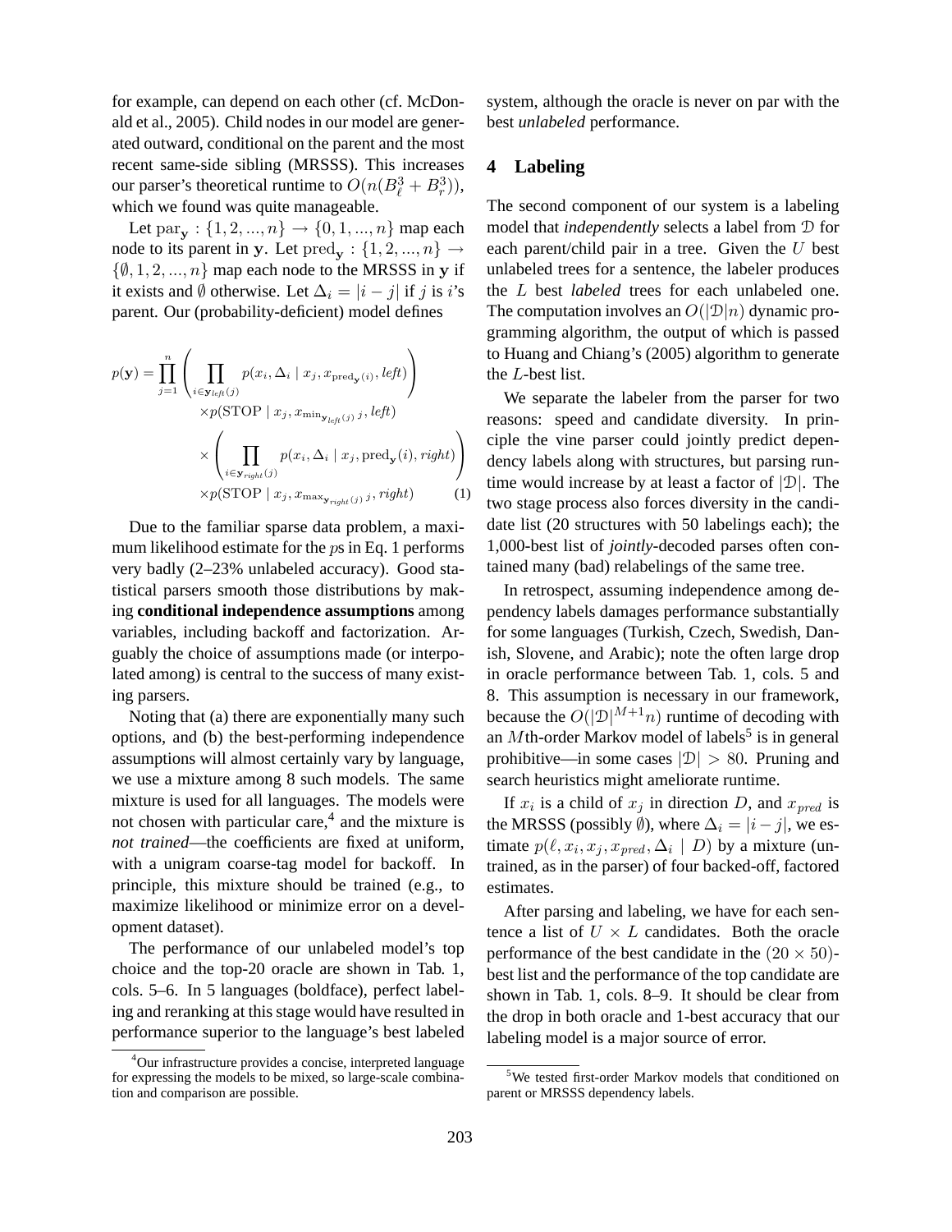for example, can depend on each other (cf. McDonald et al., 2005). Child nodes in our model are generated outward, conditional on the parent and the most recent same-side sibling (MRSSS). This increases our parser's theoretical runtime to $O(n(B_\ell^3 + B_r^3))$, which we found was quite manageable.

Let $\mathrm{par}_\mathbf{y} : \{1, 2, ..., n\} \rightarrow \{0, 1, ..., n\}$ map each node to its parent in $\mathbf{y}$. Let $\mathrm{pred}_\mathbf{y} : \{1, 2, ..., n\} \rightarrow \{\emptyset, 1, 2, ..., n\}$ map each node to the MRSSS in $\mathbf{y}$ if it exists and $\emptyset$ otherwise. Let $\Delta_i = |i - j|$ if $j$ is $i$'s parent. Our (probability-deficient) model defines

$$
\begin{aligned}
p(\mathbf{y}) = \prod_{j=1}^{n} & \left( \prod_{i \in \mathbf{y}_{left}(j)} p(x_i, \Delta_i \mid x_j, x_{\mathrm{pred}_\mathbf{y}(i)}, \mathit{left}) \right) \\
& \times p(\mathrm{STOP} \mid x_j, x_{\min_{\mathbf{y}_{left}(j)} j}, \mathit{left}) \\
& \times \left( \prod_{i \in \mathbf{y}_{right}(j)} p(x_i, \Delta_i \mid x_j, \mathrm{pred}_\mathbf{y}(i), \mathit{right}) \right) \\
& \times p(\mathrm{STOP} \mid x_j, x_{\max_{\mathbf{y}_{right}(j)} j}, \mathit{right}) \qquad (1)
\end{aligned}
$$

Due to the familiar sparse data problem, a maximum likelihood estimate for the $p$s in Eq. 1 performs very badly (2–23% unlabeled accuracy). Good statistical parsers smooth those distributions by making **conditional independence assumptions** among variables, including backoff and factorization. Arguably the choice of assumptions made (or interpolated among) is central to the success of many existing parsers.

Noting that (a) there are exponentially many such options, and (b) the best-performing independence assumptions will almost certainly vary by language, we use a mixture among 8 such models. The same mixture is used for all languages. The models were not chosen with particular care,[4] and the mixture is *not trained*—the coefficients are fixed at uniform, with a unigram coarse-tag model for backoff. In principle, this mixture should be trained (e.g., to maximize likelihood or minimize error on a development dataset).

The performance of our unlabeled model's top choice and the top-20 oracle are shown in Tab. 1, cols. 5–6. In 5 languages (boldface), perfect labeling and reranking at this stage would have resulted in performance superior to the language's best labeled system, although the oracle is never on par with the best *unlabeled* performance.

[4]Our infrastructure provides a concise, interpreted language for expressing the models to be mixed, so large-scale combination and comparison are possible.

## 4 Labeling

The second component of our system is a labeling model that *independently* selects a label from $\mathcal{D}$ for each parent/child pair in a tree. Given the $U$ best unlabeled trees for a sentence, the labeler produces the $L$ best *labeled* trees for each unlabeled one. The computation involves an $O(|\mathcal{D}|n)$ dynamic programming algorithm, the output of which is passed to Huang and Chiang's (2005) algorithm to generate the $L$-best list.

We separate the labeler from the parser for two reasons: speed and candidate diversity. In principle the vine parser could jointly predict dependency labels along with structures, but parsing runtime would increase by at least a factor of $|\mathcal{D}|$. The two stage process also forces diversity in the candidate list (20 structures with 50 labelings each); the 1,000-best list of *jointly*-decoded parses often contained many (bad) relabelings of the same tree.

In retrospect, assuming independence among dependency labels damages performance substantially for some languages (Turkish, Czech, Swedish, Danish, Slovene, and Arabic); note the often large drop in oracle performance between Tab. 1, cols. 5 and 8. This assumption is necessary in our framework, because the $O(|\mathcal{D}|^{M+1}n)$ runtime of decoding with an $M$th-order Markov model of labels[5] is in general prohibitive—in some cases $|\mathcal{D}| > 80$. Pruning and search heuristics might ameliorate runtime.

If $x_i$ is a child of $x_j$ in direction $D$, and $x_{pred}$ is the MRSSS (possibly $\emptyset$), where $\Delta_i = |i - j|$, we estimate $p(\ell, x_i, x_j, x_{pred}, \Delta_i \mid D)$ by a mixture (untrained, as in the parser) of four backed-off, factored estimates.

After parsing and labeling, we have for each sentence a list of $U \times L$ candidates. Both the oracle performance of the best candidate in the $(20 \times 50)$-best list and the performance of the top candidate are shown in Tab. 1, cols. 8–9. It should be clear from the drop in both oracle and 1-best accuracy that our labeling model is a major source of error.

[5]We tested first-order Markov models that conditioned on parent or MRSSS dependency labels.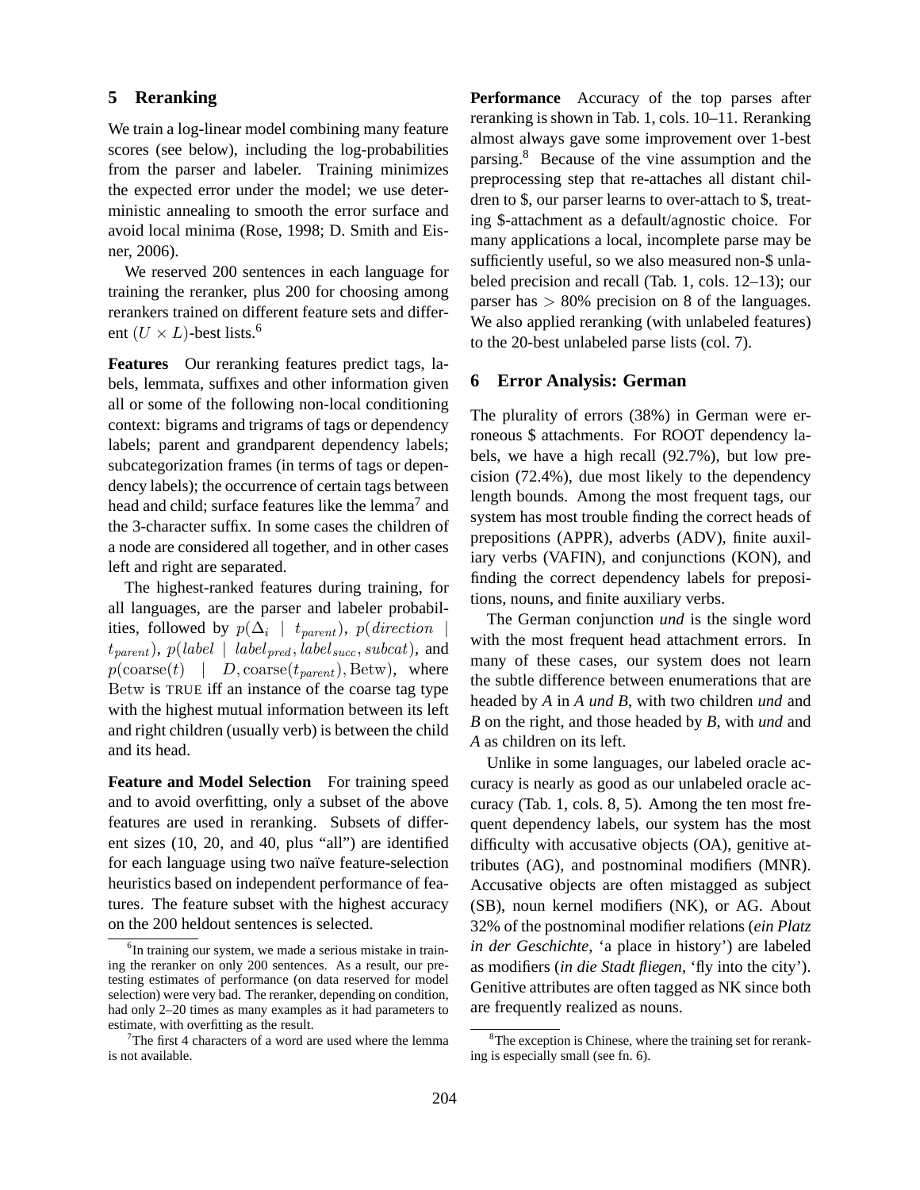## 5 Reranking

We train a log-linear model combining many feature scores (see below), including the log-probabilities from the parser and labeler. Training minimizes the expected error under the model; we use deterministic annealing to smooth the error surface and avoid local minima (Rose, 1998; D. Smith and Eisner, 2006).

We reserved 200 sentences in each language for training the reranker, plus 200 for choosing among rerankers trained on different feature sets and different $(U \times L)$-best lists.[6]

**Features** Our reranking features predict tags, labels, lemmata, suffixes and other information given all or some of the following non-local conditioning context: bigrams and trigrams of tags or dependency labels; parent and grandparent dependency labels; subcategorization frames (in terms of tags or dependency labels); the occurrence of certain tags between head and child; surface features like the lemma[7] and the 3-character suffix. In some cases the children of a node are considered all together, and in other cases left and right are separated.

The highest-ranked features during training, for all languages, are the parser and labeler probabilities, followed by $p(\Delta_i \mid t_{parent})$, $p(direction \mid t_{parent})$, $p(label \mid label_{pred}, label_{succ}, subcat)$, and $p(\text{coarse}(t) \mid D, \text{coarse}(t_{parent}), \text{Betw})$, where Betw is TRUE iff an instance of the coarse tag type with the highest mutual information between its left and right children (usually verb) is between the child and its head.

**Feature and Model Selection** For training speed and to avoid overfitting, only a subset of the above features are used in reranking. Subsets of different sizes (10, 20, and 40, plus "all") are identified for each language using two naïve feature-selection heuristics based on independent performance of features. The feature subset with the highest accuracy on the 200 heldout sentences is selected.

**Performance** Accuracy of the top parses after reranking is shown in Tab. 1, cols. 10–11. Reranking almost always gave some improvement over 1-best parsing.[8] Because of the vine assumption and the preprocessing step that re-attaches all distant children to \$, our parser learns to over-attach to \$, treating \$-attachment as a default/agnostic choice. For many applications a local, incomplete parse may be sufficiently useful, so we also measured non-\$ unlabeled precision and recall (Tab. 1, cols. 12–13); our parser has $> 80\%$ precision on 8 of the languages. We also applied reranking (with unlabeled features) to the 20-best unlabeled parse lists (col. 7).

## 6 Error Analysis: German

The plurality of errors (38%) in German were erroneous \$ attachments. For ROOT dependency labels, we have a high recall (92.7%), but low precision (72.4%), due most likely to the dependency length bounds. Among the most frequent tags, our system has most trouble finding the correct heads of prepositions (APPR), adverbs (ADV), finite auxiliary verbs (VAFIN), and conjunctions (KON), and finding the correct dependency labels for prepositions, nouns, and finite auxiliary verbs.

The German conjunction *und* is the single word with the most frequent head attachment errors. In many of these cases, our system does not learn the subtle difference between enumerations that are headed by *A* in *A und B*, with two children *und* and *B* on the right, and those headed by *B*, with *und* and *A* as children on its left.

Unlike in some languages, our labeled oracle accuracy is nearly as good as our unlabeled oracle accuracy (Tab. 1, cols. 8, 5). Among the ten most frequent dependency labels, our system has the most difficulty with accusative objects (OA), genitive attributes (AG), and postnominal modifiers (MNR). Accusative objects are often mistagged as subject (SB), noun kernel modifiers (NK), or AG. About 32% of the postnominal modifier relations (*ein Platz in der Geschichte*, 'a place in history') are labeled as modifiers (*in die Stadt fliegen*, 'fly into the city'). Genitive attributes are often tagged as NK since both are frequently realized as nouns.

---

[6] In training our system, we made a serious mistake in training the reranker on only 200 sentences. As a result, our pretesting estimates of performance (on data reserved for model selection) were very bad. The reranker, depending on condition, had only 2–20 times as many examples as it had parameters to estimate, with overfitting as the result.

[7] The first 4 characters of a word are used where the lemma is not available.

[8] The exception is Chinese, where the training set for reranking is especially small (see fn. 6).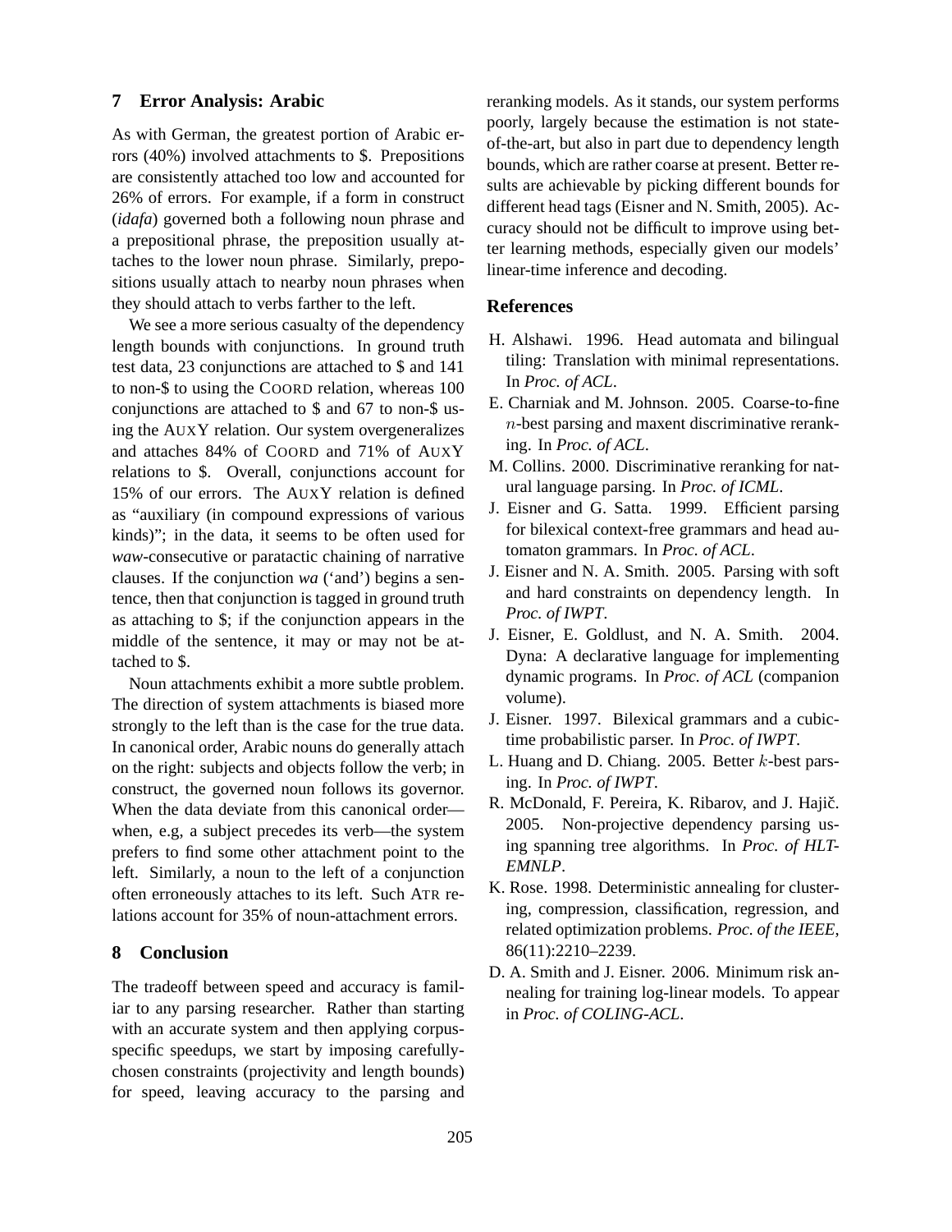## 7 Error Analysis: Arabic

As with German, the greatest portion of Arabic errors (40%) involved attachments to \$. Prepositions are consistently attached too low and accounted for 26% of errors. For example, if a form in construct (*idafa*) governed both a following noun phrase and a prepositional phrase, the preposition usually attaches to the lower noun phrase. Similarly, prepositions usually attach to nearby noun phrases when they should attach to verbs farther to the left.

We see a more serious casualty of the dependency length bounds with conjunctions. In ground truth test data, 23 conjunctions are attached to \$ and 141 to non-\$ to using the COORD relation, whereas 100 conjunctions are attached to \$ and 67 to non-\$ using the AUXY relation. Our system overgeneralizes and attaches 84% of COORD and 71% of AUXY relations to \$. Overall, conjunctions account for 15% of our errors. The AUXY relation is defined as "auxiliary (in compound expressions of various kinds)"; in the data, it seems to be often used for *waw*-consecutive or paratactic chaining of narrative clauses. If the conjunction *wa* ('and') begins a sentence, then that conjunction is tagged in ground truth as attaching to \$; if the conjunction appears in the middle of the sentence, it may or may not be attached to \$.

Noun attachments exhibit a more subtle problem. The direction of system attachments is biased more strongly to the left than is the case for the true data. In canonical order, Arabic nouns do generally attach on the right: subjects and objects follow the verb; in construct, the governed noun follows its governor. When the data deviate from this canonical order—when, e.g, a subject precedes its verb—the system prefers to find some other attachment point to the left. Similarly, a noun to the left of a conjunction often erroneously attaches to its left. Such ATR relations account for 35% of noun-attachment errors.

## 8 Conclusion

The tradeoff between speed and accuracy is familiar to any parsing researcher. Rather than starting with an accurate system and then applying corpus-specific speedups, we start by imposing carefully-chosen constraints (projectivity and length bounds) for speed, leaving accuracy to the parsing and reranking models. As it stands, our system performs poorly, largely because the estimation is not state-of-the-art, but also in part due to dependency length bounds, which are rather coarse at present. Better results are achievable by picking different bounds for different head tags (Eisner and N. Smith, 2005). Accuracy should not be difficult to improve using better learning methods, especially given our models' linear-time inference and decoding.

## References

H. Alshawi. 1996. Head automata and bilingual tiling: Translation with minimal representations. In *Proc. of ACL*.

E. Charniak and M. Johnson. 2005. Coarse-to-fine $n$-best parsing and maxent discriminative reranking. In *Proc. of ACL*.

M. Collins. 2000. Discriminative reranking for natural language parsing. In *Proc. of ICML*.

J. Eisner and G. Satta. 1999. Efficient parsing for bilexical context-free grammars and head automaton grammars. In *Proc. of ACL*.

J. Eisner and N. A. Smith. 2005. Parsing with soft and hard constraints on dependency length. In *Proc. of IWPT*.

J. Eisner, E. Goldlust, and N. A. Smith. 2004. Dyna: A declarative language for implementing dynamic programs. In *Proc. of ACL* (companion volume).

J. Eisner. 1997. Bilexical grammars and a cubic-time probabilistic parser. In *Proc. of IWPT*.

L. Huang and D. Chiang. 2005. Better $k$-best parsing. In *Proc. of IWPT*.

R. McDonald, F. Pereira, K. Ribarov, and J. Hajič. 2005. Non-projective dependency parsing using spanning tree algorithms. In *Proc. of HLT-EMNLP*.

K. Rose. 1998. Deterministic annealing for clustering, compression, classification, regression, and related optimization problems. *Proc. of the IEEE*, 86(11):2210–2239.

D. A. Smith and J. Eisner. 2006. Minimum risk annealing for training log-linear models. To appear in *Proc. of COLING-ACL*.